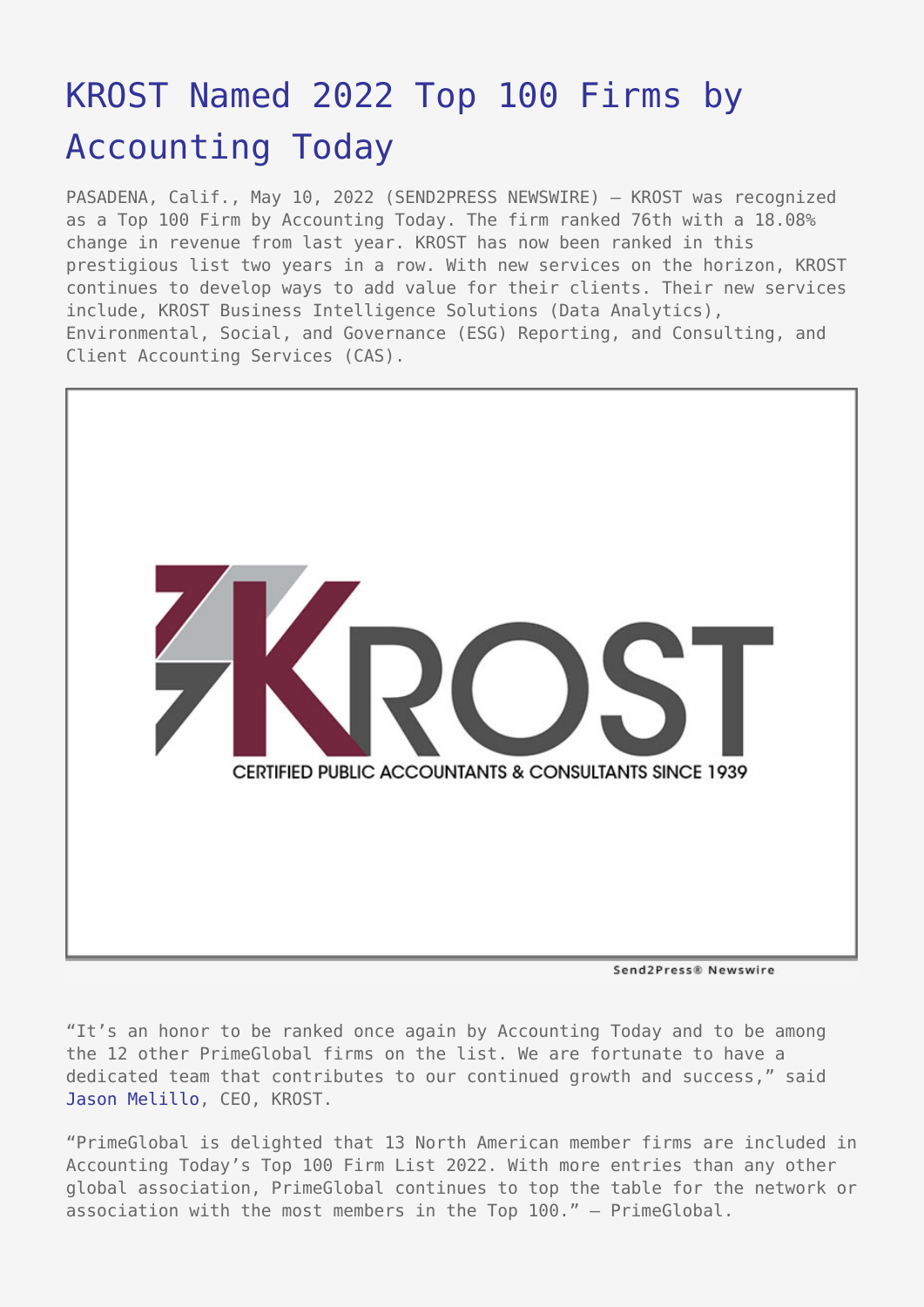# KROST Named 2022 Top 100 Firms by Accounting Today

PASADENA, Calif., May 10, 2022 (SEND2PRESS NEWSWIRE) — KROST was recognized as a Top 100 Firm by Accounting Today. The firm ranked 76th with a 18.08% change in revenue from last year. KROST has now been ranked in this prestigious list two years in a row. With new services on the horizon, KROST continues to develop ways to add value for their clients. Their new services include, KROST Business Intelligence Solutions (Data Analytics), Environmental, Social, and Governance (ESG) Reporting, and Consulting, and Client Accounting Services (CAS).

"It's an honor to be ranked once again by Accounting Today and to be among the 12 other PrimeGlobal firms on the list. We are fortunate to have a dedicated team that contributes to our continued growth and success," said Jason Melillo, CEO, KROST.

"PrimeGlobal is delighted that 13 North American member firms are included in Accounting Today's Top 100 Firm List 2022. With more entries than any other global association, PrimeGlobal continues to top the table for the network or association with the most members in the Top 100." — PrimeGlobal.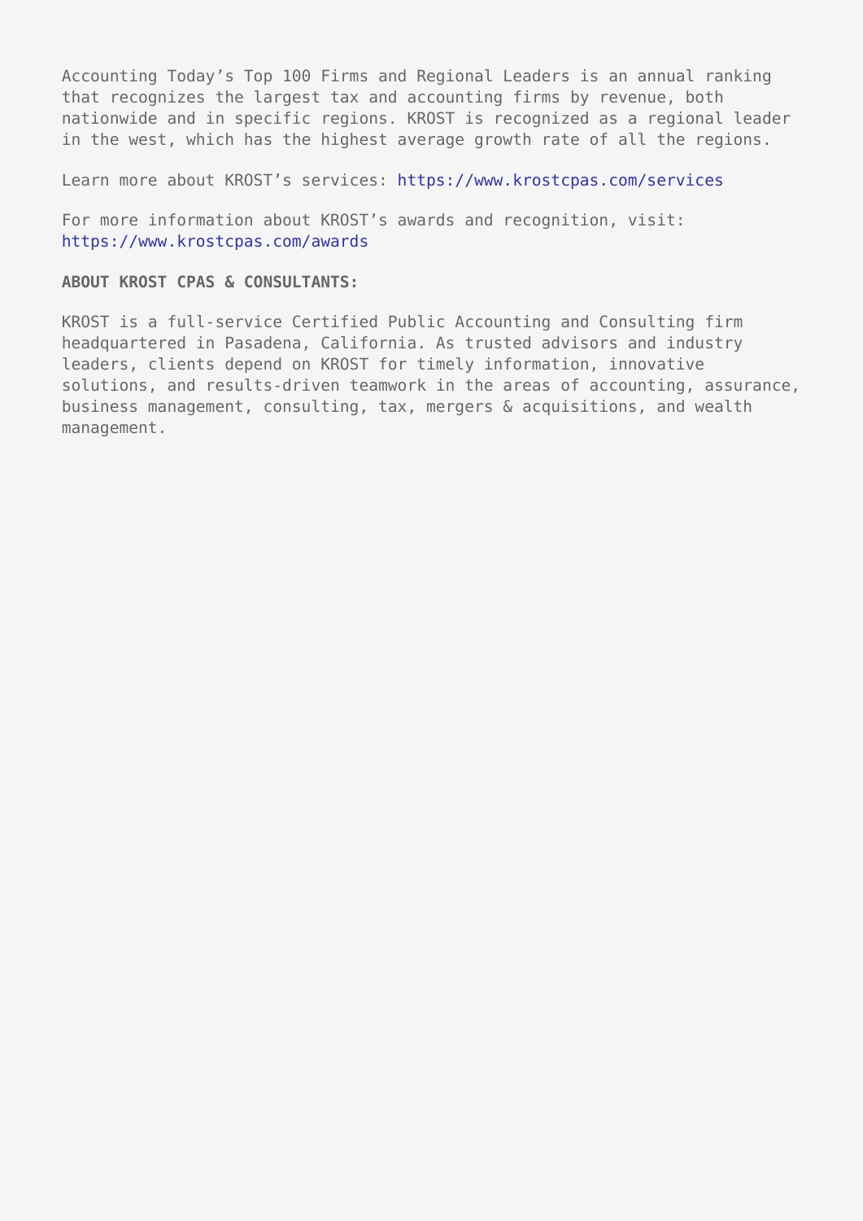Accounting Today's Top 100 Firms and Regional Leaders is an annual ranking that recognizes the largest tax and accounting firms by revenue, both nationwide and in specific regions. KROST is recognized as a regional leader in the west, which has the highest average growth rate of all the regions.

Learn more about KROST's services: https://www.krostcpas.com/services

For more information about KROST's awards and recognition, visit: https://www.krostcpas.com/awards

**ABOUT KROST CPAS & CONSULTANTS:**

KROST is a full-service Certified Public Accounting and Consulting firm headquartered in Pasadena, California. As trusted advisors and industry leaders, clients depend on KROST for timely information, innovative solutions, and results-driven teamwork in the areas of accounting, assurance, business management, consulting, tax, mergers & acquisitions, and wealth management.